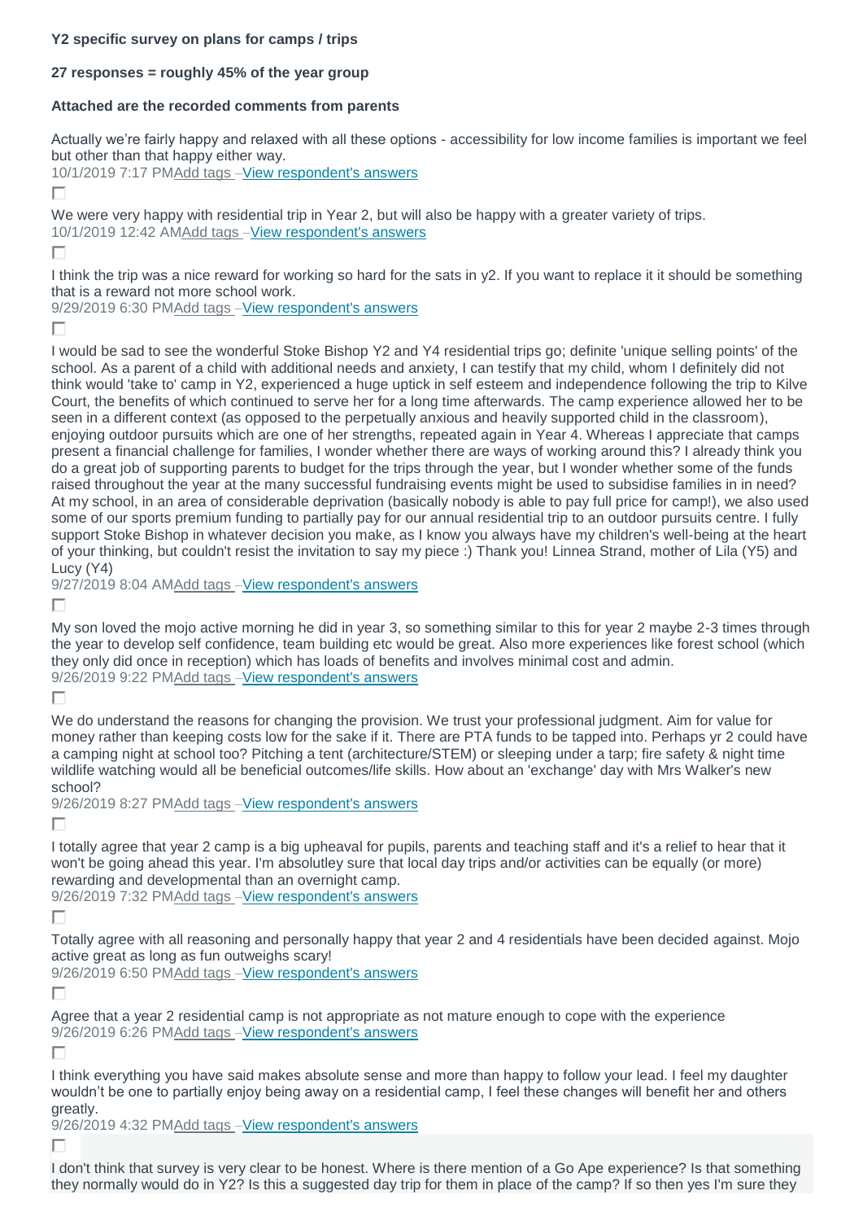**Y2 specific survey on plans for camps / trips**

**27 responses = roughly 45% of the year group**

**Attached are the recorded comments from parents**

Actually we're fairly happy and relaxed with all these options - accessibility for low income families is important we feel but other than that happy either way.
10/1/2019 7:17 PM Add tags – View respondent's answers

We were very happy with residential trip in Year 2, but will also be happy with a greater variety of trips.
10/1/2019 12:42 AM Add tags – View respondent's answers

I think the trip was a nice reward for working so hard for the sats in y2. If you want to replace it it should be something that is a reward not more school work.
9/29/2019 6:30 PM Add tags – View respondent's answers

I would be sad to see the wonderful Stoke Bishop Y2 and Y4 residential trips go; definite 'unique selling points' of the school. As a parent of a child with additional needs and anxiety, I can testify that my child, whom I definitely did not think would 'take to' camp in Y2, experienced a huge uptick in self esteem and independence following the trip to Kilve Court, the benefits of which continued to serve her for a long time afterwards. The camp experience allowed her to be seen in a different context (as opposed to the perpetually anxious and heavily supported child in the classroom), enjoying outdoor pursuits which are one of her strengths, repeated again in Year 4. Whereas I appreciate that camps present a financial challenge for families, I wonder whether there are ways of working around this? I already think you do a great job of supporting parents to budget for the trips through the year, but I wonder whether some of the funds raised throughout the year at the many successful fundraising events might be used to subsidise families in in need? At my school, in an area of considerable deprivation (basically nobody is able to pay full price for camp!), we also used some of our sports premium funding to partially pay for our annual residential trip to an outdoor pursuits centre. I fully support Stoke Bishop in whatever decision you make, as I know you always have my children's well-being at the heart of your thinking, but couldn't resist the invitation to say my piece :) Thank you! Linnea Strand, mother of Lila (Y5) and Lucy (Y4)
9/27/2019 8:04 AM Add tags – View respondent's answers

My son loved the mojo active morning he did in year 3, so something similar to this for year 2 maybe 2-3 times through the year to develop self confidence, team building etc would be great. Also more experiences like forest school (which they only did once in reception) which has loads of benefits and involves minimal cost and admin.
9/26/2019 9:22 PM Add tags – View respondent's answers

We do understand the reasons for changing the provision. We trust your professional judgment. Aim for value for money rather than keeping costs low for the sake if it. There are PTA funds to be tapped into. Perhaps yr 2 could have a camping night at school too? Pitching a tent (architecture/STEM) or sleeping under a tarp; fire safety & night time wildlife watching would all be beneficial outcomes/life skills. How about an 'exchange' day with Mrs Walker's new school?
9/26/2019 8:27 PM Add tags – View respondent's answers

I totally agree that year 2 camp is a big upheaval for pupils, parents and teaching staff and it's a relief to hear that it won't be going ahead this year. I'm absolutley sure that local day trips and/or activities can be equally (or more) rewarding and developmental than an overnight camp.
9/26/2019 7:32 PM Add tags – View respondent's answers

Totally agree with all reasoning and personally happy that year 2 and 4 residentials have been decided against. Mojo active great as long as fun outweighs scary!
9/26/2019 6:50 PM Add tags – View respondent's answers

Agree that a year 2 residential camp is not appropriate as not mature enough to cope with the experience
9/26/2019 6:26 PM Add tags – View respondent's answers

I think everything you have said makes absolute sense and more than happy to follow your lead. I feel my daughter wouldn't be one to partially enjoy being away on a residential camp, I feel these changes will benefit her and others greatly.
9/26/2019 4:32 PM Add tags – View respondent's answers

I don't think that survey is very clear to be honest. Where is there mention of a Go Ape experience? Is that something they normally would do in Y2? Is this a suggested day trip for them in place of the camp? If so then yes I'm sure they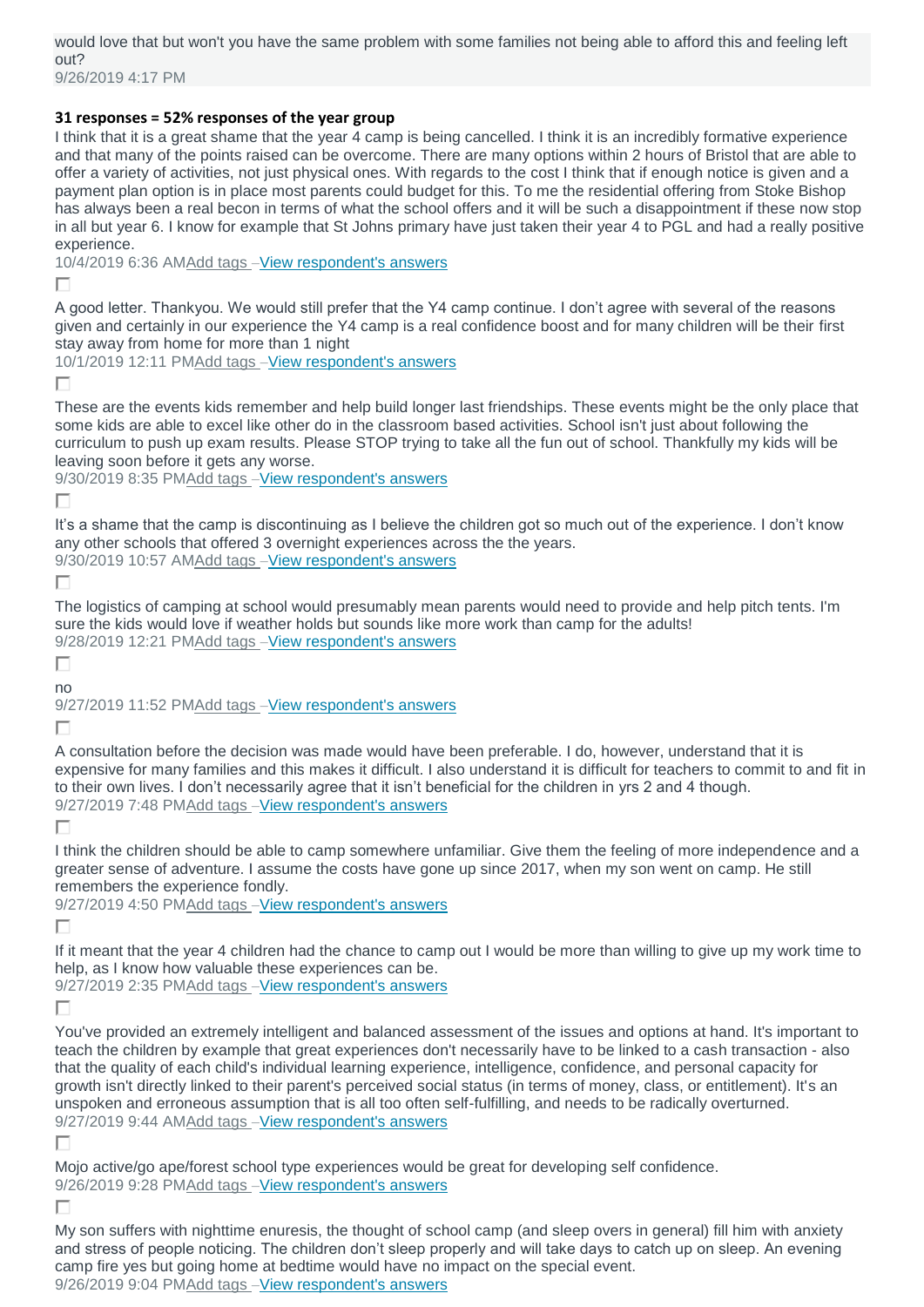would love that but won't you have the same problem with some families not being able to afford this and feeling left out?
9/26/2019 4:17 PM

**31 responses = 52% responses of the year group**

I think that it is a great shame that the year 4 camp is being cancelled. I think it is an incredibly formative experience and that many of the points raised can be overcome. There are many options within 2 hours of Bristol that are able to offer a variety of activities, not just physical ones. With regards to the cost I think that if enough notice is given and a payment plan option is in place most parents could budget for this. To me the residential offering from Stoke Bishop has always been a real becon in terms of what the school offers and it will be such a disappointment if these now stop in all but year 6. I know for example that St Johns primary have just taken their year 4 to PGL and had a really positive experience.
10/4/2019 6:36 AM Add tags – View respondent's answers

A good letter. Thankyou. We would still prefer that the Y4 camp continue. I don't agree with several of the reasons given and certainly in our experience the Y4 camp is a real confidence boost and for many children will be their first stay away from home for more than 1 night
10/1/2019 12:11 PM Add tags – View respondent's answers

These are the events kids remember and help build longer last friendships. These events might be the only place that some kids are able to excel like other do in the classroom based activities. School isn't just about following the curriculum to push up exam results. Please STOP trying to take all the fun out of school. Thankfully my kids will be leaving soon before it gets any worse.
9/30/2019 8:35 PM Add tags – View respondent's answers

It's a shame that the camp is discontinuing as I believe the children got so much out of the experience. I don't know any other schools that offered 3 overnight experiences across the the years.
9/30/2019 10:57 AM Add tags – View respondent's answers

The logistics of camping at school would presumably mean parents would need to provide and help pitch tents. I'm sure the kids would love if weather holds but sounds like more work than camp for the adults!
9/28/2019 12:21 PM Add tags – View respondent's answers

no
9/27/2019 11:52 PM Add tags – View respondent's answers

A consultation before the decision was made would have been preferable. I do, however, understand that it is expensive for many families and this makes it difficult. I also understand it is difficult for teachers to commit to and fit in to their own lives. I don't necessarily agree that it isn't beneficial for the children in yrs 2 and 4 though.
9/27/2019 7:48 PM Add tags – View respondent's answers

I think the children should be able to camp somewhere unfamiliar. Give them the feeling of more independence and a greater sense of adventure. I assume the costs have gone up since 2017, when my son went on camp. He still remembers the experience fondly.
9/27/2019 4:50 PM Add tags – View respondent's answers

If it meant that the year 4 children had the chance to camp out I would be more than willing to give up my work time to help, as I know how valuable these experiences can be.
9/27/2019 2:35 PM Add tags – View respondent's answers

You've provided an extremely intelligent and balanced assessment of the issues and options at hand. It's important to teach the children by example that great experiences don't necessarily have to be linked to a cash transaction - also that the quality of each child's individual learning experience, intelligence, confidence, and personal capacity for growth isn't directly linked to their parent's perceived social status (in terms of money, class, or entitlement). It's an unspoken and erroneous assumption that is all too often self-fulfilling, and needs to be radically overturned.
9/27/2019 9:44 AM Add tags – View respondent's answers

Mojo active/go ape/forest school type experiences would be great for developing self confidence.
9/26/2019 9:28 PM Add tags – View respondent's answers

My son suffers with nighttime enuresis, the thought of school camp (and sleep overs in general) fill him with anxiety and stress of people noticing. The children don't sleep properly and will take days to catch up on sleep. An evening camp fire yes but going home at bedtime would have no impact on the special event.
9/26/2019 9:04 PM Add tags – View respondent's answers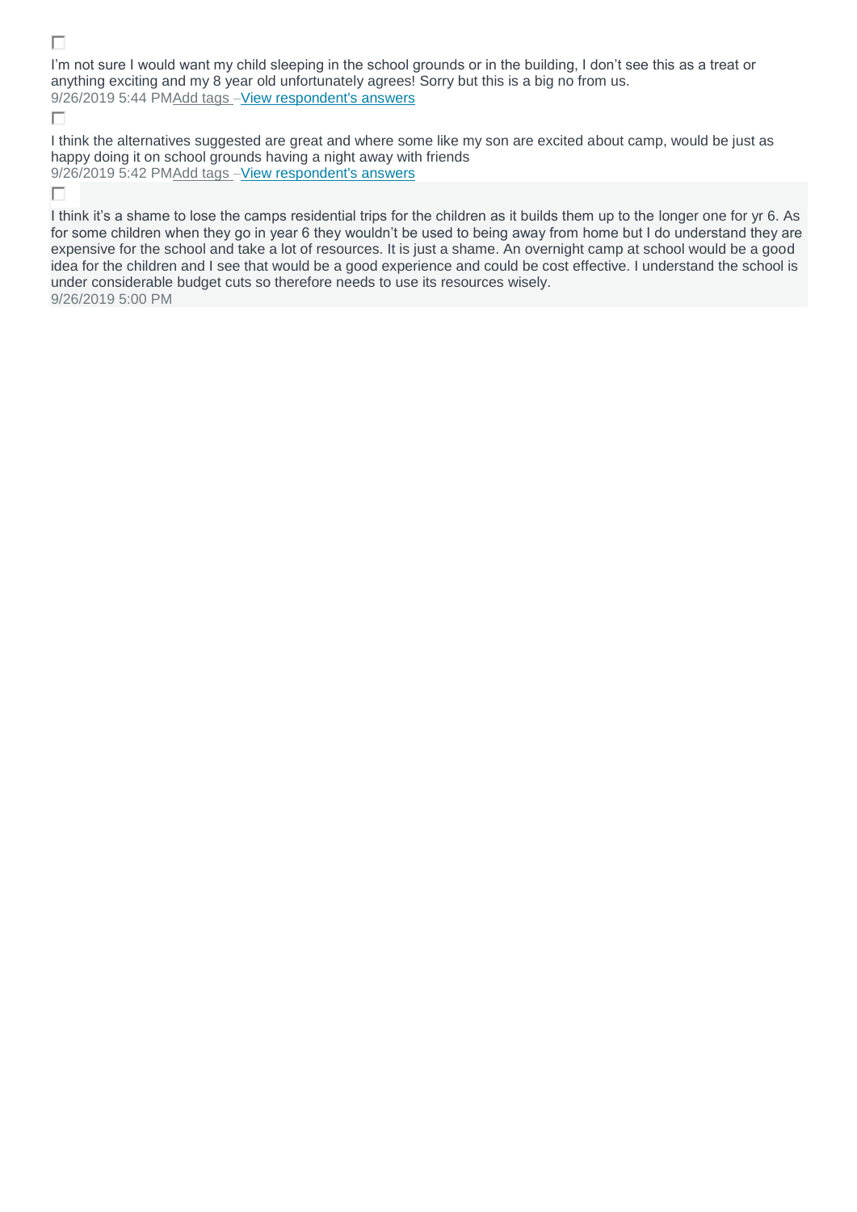I'm not sure I would want my child sleeping in the school grounds or in the building, I don't see this as a treat or anything exciting and my 8 year old unfortunately agrees! Sorry but this is a big no from us.
9/26/2019 5:44 PMAdd tags –View respondent's answers

I think the alternatives suggested are great and where some like my son are excited about camp, would be just as happy doing it on school grounds having a night away with friends
9/26/2019 5:42 PMAdd tags –View respondent's answers

I think it's a shame to lose the camps residential trips for the children as it builds them up to the longer one for yr 6. As for some children when they go in year 6 they wouldn't be used to being away from home but I do understand they are expensive for the school and take a lot of resources. It is just a shame. An overnight camp at school would be a good idea for the children and I see that would be a good experience and could be cost effective. I understand the school is under considerable budget cuts so therefore needs to use its resources wisely.
9/26/2019 5:00 PM